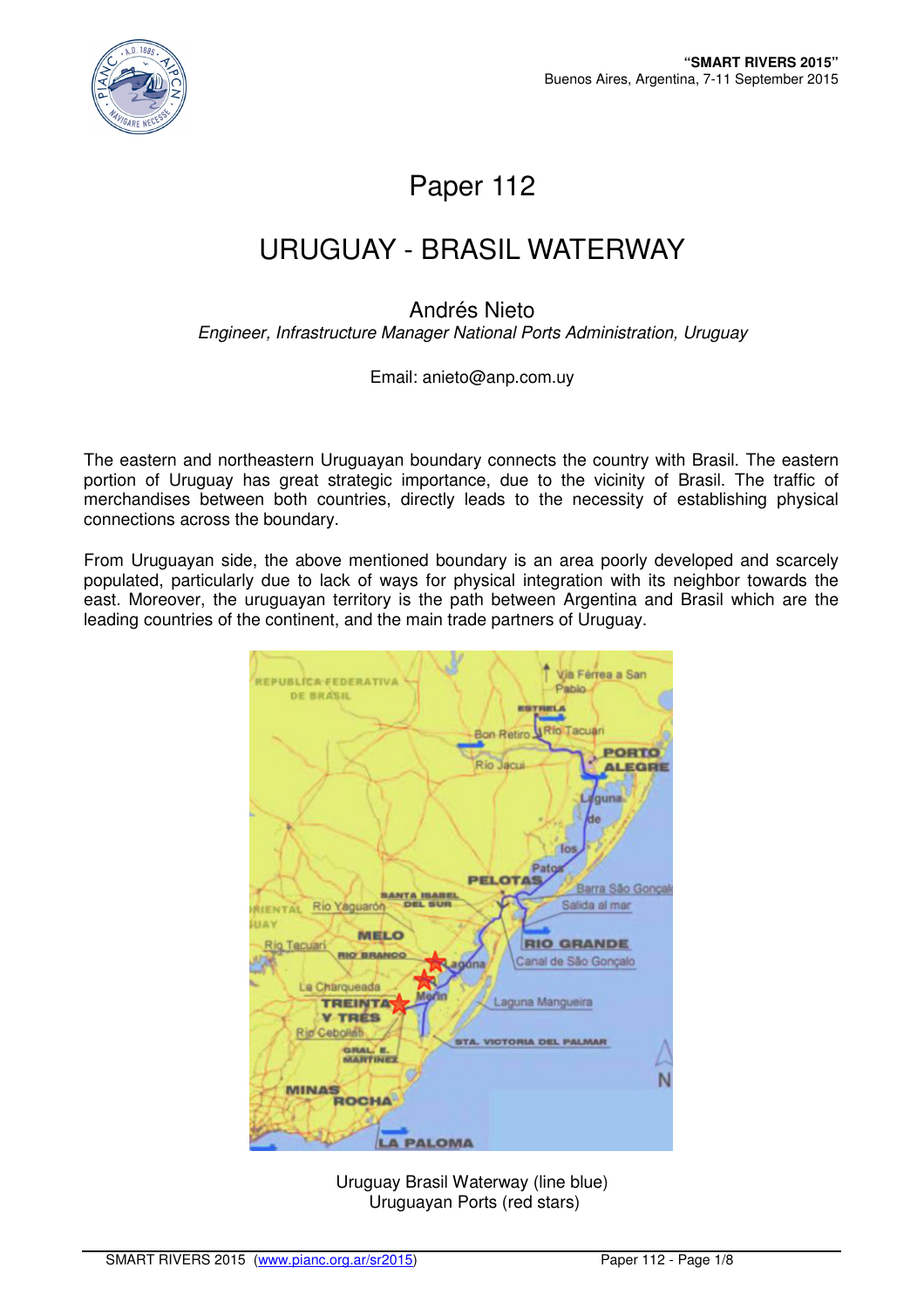# Paper 112

# URUGUAY - BRASIL WATERWAY

Andrés Nieto

*Engineer, Infrastructure Manager National Ports Administration, Uruguay*

Email: anieto@anp.com.uy

The eastern and northeastern Uruguayan boundary connects the country with Brasil. The eastern portion of Uruguay has great strategic importance, due to the vicinity of Brasil. The traffic of merchandises between both countries, directly leads to the necessity of establishing physical connections across the boundary.

From Uruguayan side, the above mentioned boundary is an area poorly developed and scarcely populated, particularly due to lack of ways for physical integration with its neighbor towards the east. Moreover, the uruguayan territory is the path between Argentina and Brasil which are the leading countries of the continent, and the main trade partners of Uruguay.

Uruguay Brasil Waterway (line blue)
Uruguayan Ports (red stars)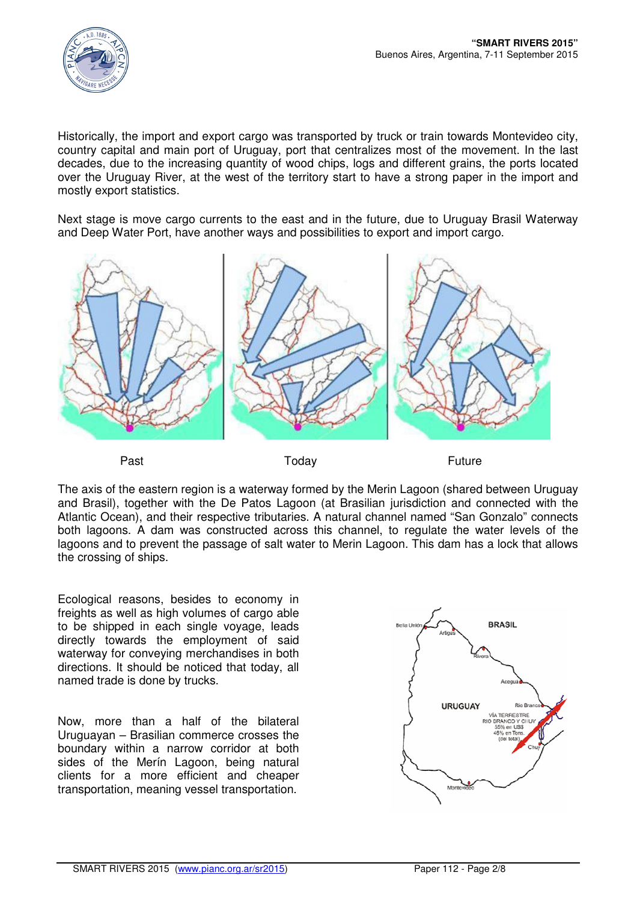Historically, the import and export cargo was transported by truck or train towards Montevideo city, country capital and main port of Uruguay, port that centralizes most of the movement. In the last decades, due to the increasing quantity of wood chips, logs and different grains, the ports located over the Uruguay River, at the west of the territory start to have a strong paper in the import and mostly export statistics.

Next stage is move cargo currents to the east and in the future, due to Uruguay Brasil Waterway and Deep Water Port, have another ways and possibilities to export and import cargo.

Past                    Today                    Future

The axis of the eastern region is a waterway formed by the Merin Lagoon (shared between Uruguay and Brasil), together with the De Patos Lagoon (at Brasilian jurisdiction and connected with the Atlantic Ocean), and their respective tributaries. A natural channel named "San Gonzalo" connects both lagoons. A dam was constructed across this channel, to regulate the water levels of the lagoons and to prevent the passage of salt water to Merin Lagoon. This dam has a lock that allows the crossing of ships.

Ecological reasons, besides to economy in freights as well as high volumes of cargo able to be shipped in each single voyage, leads directly towards the employment of said waterway for conveying merchandises in both directions. It should be noticed that today, all named trade is done by trucks.

Now, more than a half of the bilateral Uruguayan – Brasilian commerce crosses the boundary within a narrow corridor at both sides of the Merín Lagoon, being natural clients for a more efficient and cheaper transportation, meaning vessel transportation.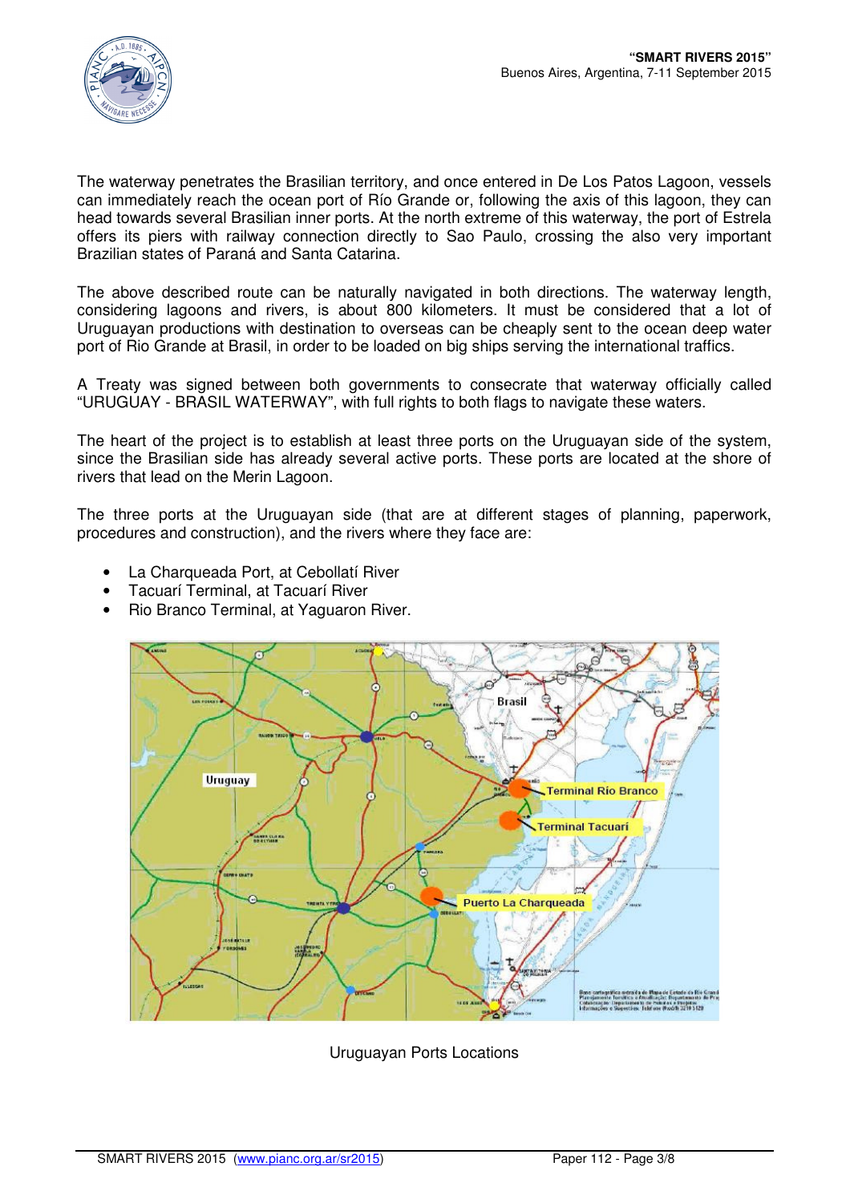The waterway penetrates the Brasilian territory, and once entered in De Los Patos Lagoon, vessels can immediately reach the ocean port of Río Grande or, following the axis of this lagoon, they can head towards several Brasilian inner ports. At the north extreme of this waterway, the port of Estrela offers its piers with railway connection directly to Sao Paulo, crossing the also very important Brazilian states of Paraná and Santa Catarina.

The above described route can be naturally navigated in both directions. The waterway length, considering lagoons and rivers, is about 800 kilometers. It must be considered that a lot of Uruguayan productions with destination to overseas can be cheaply sent to the ocean deep water port of Rio Grande at Brasil, in order to be loaded on big ships serving the international traffics.

A Treaty was signed between both governments to consecrate that waterway officially called "URUGUAY - BRASIL WATERWAY", with full rights to both flags to navigate these waters.

The heart of the project is to establish at least three ports on the Uruguayan side of the system, since the Brasilian side has already several active ports. These ports are located at the shore of rivers that lead on the Merin Lagoon.

The three ports at the Uruguayan side (that are at different stages of planning, paperwork, procedures and construction), and the rivers where they face are:

- La Charqueada Port, at Cebollatí River
- Tacuarí Terminal, at Tacuarí River
- Rio Branco Terminal, at Yaguaron River.

Uruguayan Ports Locations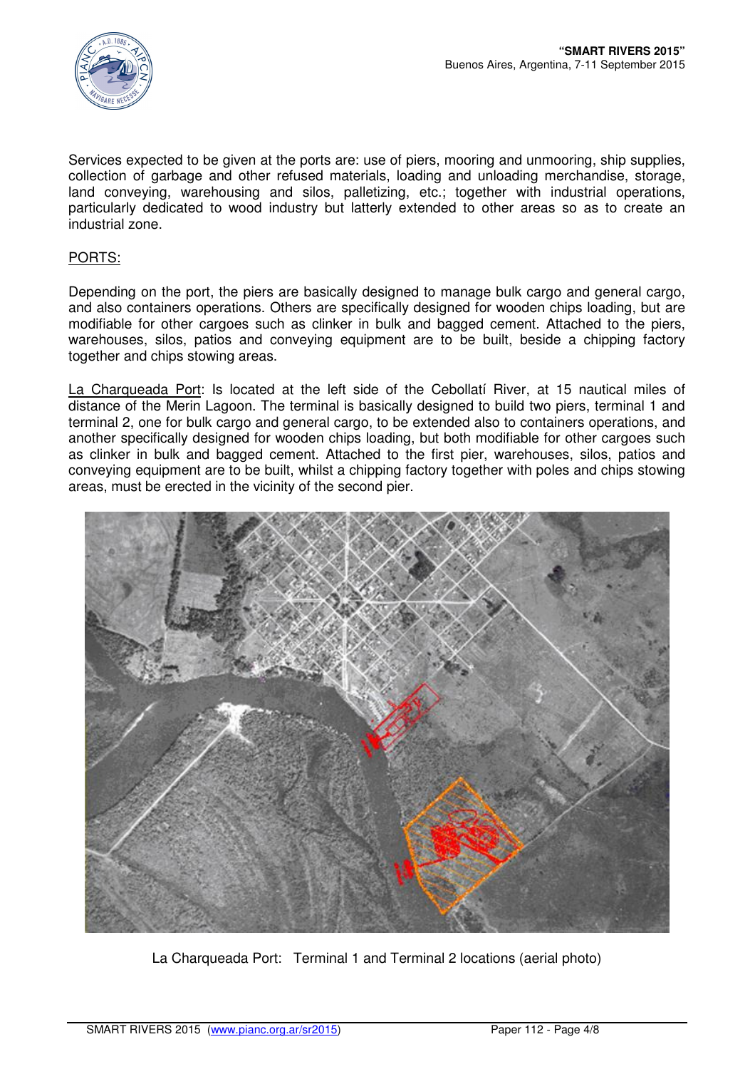Services expected to be given at the ports are: use of piers, mooring and unmooring, ship supplies, collection of garbage and other refused materials, loading and unloading merchandise, storage, land conveying, warehousing and silos, palletizing, etc.; together with industrial operations, particularly dedicated to wood industry but latterly extended to other areas so as to create an industrial zone.

PORTS:

Depending on the port, the piers are basically designed to manage bulk cargo and general cargo, and also containers operations. Others are specifically designed for wooden chips loading, but are modifiable for other cargoes such as clinker in bulk and bagged cement. Attached to the piers, warehouses, silos, patios and conveying equipment are to be built, beside a chipping factory together and chips stowing areas.

La Charqueada Port: Is located at the left side of the Cebollatí River, at 15 nautical miles of distance of the Merin Lagoon. The terminal is basically designed to build two piers, terminal 1 and terminal 2, one for bulk cargo and general cargo, to be extended also to containers operations, and another specifically designed for wooden chips loading, but both modifiable for other cargoes such as clinker in bulk and bagged cement. Attached to the first pier, warehouses, silos, patios and conveying equipment are to be built, whilst a chipping factory together with poles and chips stowing areas, must be erected in the vicinity of the second pier.

La Charqueada Port: Terminal 1 and Terminal 2 locations (aerial photo)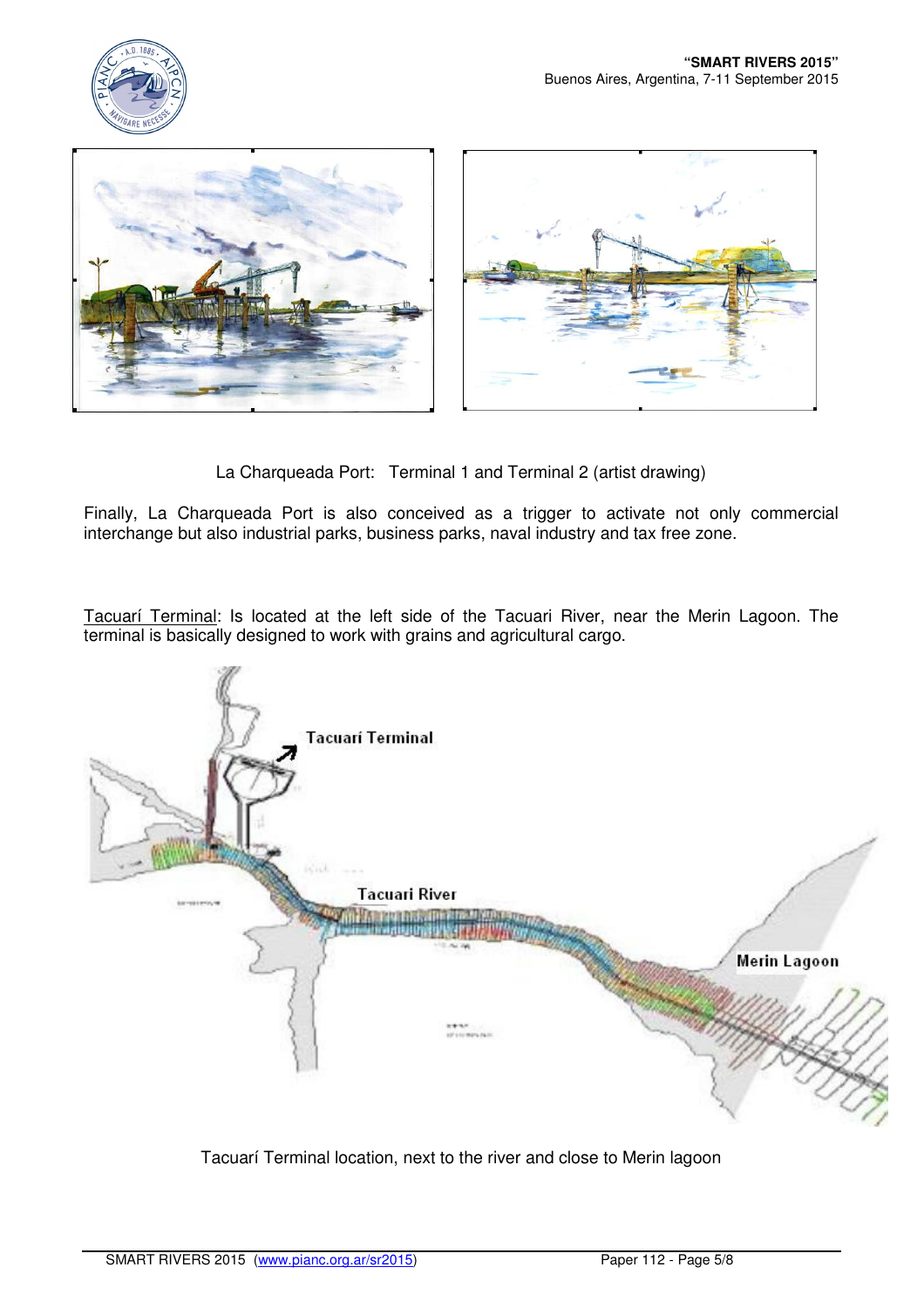La Charqueada Port: Terminal 1 and Terminal 2 (artist drawing)

Finally, La Charqueada Port is also conceived as a trigger to activate not only commercial interchange but also industrial parks, business parks, naval industry and tax free zone.

Tacuarí Terminal: Is located at the left side of the Tacuari River, near the Merin Lagoon. The terminal is basically designed to work with grains and agricultural cargo.

Tacuarí Terminal location, next to the river and close to Merin lagoon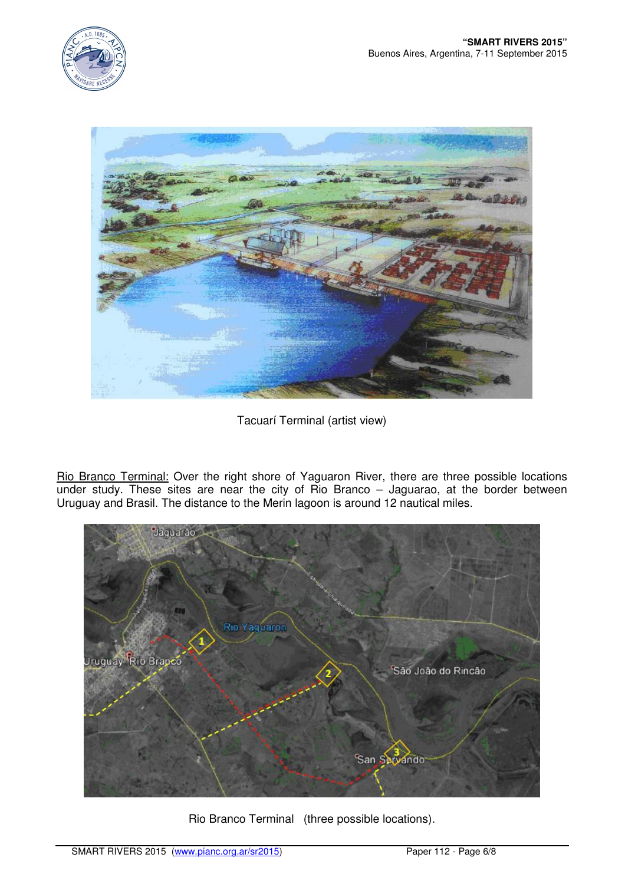Tacuarí Terminal (artist view)

Rio Branco Terminal: Over the right shore of Yaguaron River, there are three possible locations under study. These sites are near the city of Rio Branco – Jaguarao, at the border between Uruguay and Brasil. The distance to the Merin lagoon is around 12 nautical miles.

Rio Branco Terminal (three possible locations).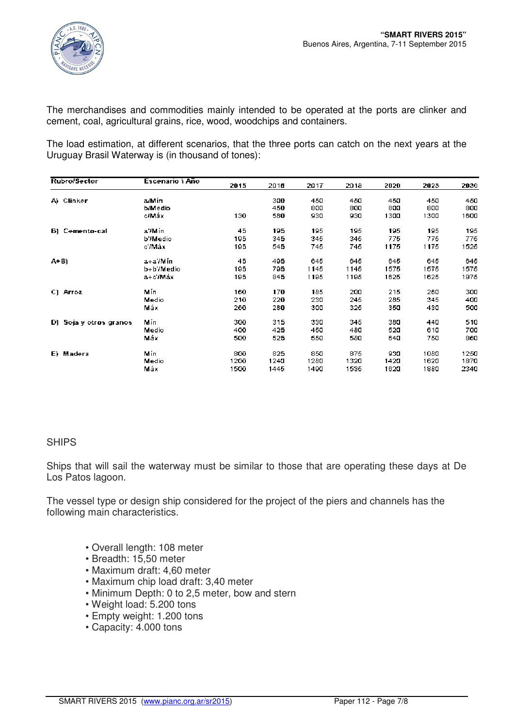The merchandises and commodities mainly intended to be operated at the ports are clinker and cement, coal, agricultural grains, rice, wood, woodchips and containers.

The load estimation, at different scenarios, that the three ports can catch on the next years at the Uruguay Brasil Waterway is (in thousand of tones):

| Rubro/Sector | Escenario \ Año | 2015 | 2016 | 2017 | 2018 | 2020 | 2025 | 2030 |
|---|---|---|---|---|---|---|---|---|
| A) Clinker | a/Mín | | 300 | 450 | 450 | 450 | 450 | 450 |
| | b/Medio | | 450 | 800 | 800 | 800 | 800 | 800 |
| | c/Máx | 130 | 580 | 930 | 930 | 1300 | 1300 | 1600 |
| B) Cemento-cal | a'/Mín | 45 | 195 | 195 | 195 | 195 | 195 | 195 |
| | b'/Medio | 195 | 345 | 345 | 345 | 775 | 775 | 775 |
| | c'/Máx | 195 | 545 | 745 | 745 | 1175 | 1175 | 1525 |
| A+B) | a+a'/Mín | 45 | 495 | 645 | 645 | 645 | 645 | 645 |
| | b+b'/Medio | 195 | 795 | 1145 | 1145 | 1575 | 1575 | 1575 |
| | a+c'/Máx | 195 | 845 | 1195 | 1195 | 1625 | 1625 | 1975 |
| C) Arroz | Mín | 160 | 170 | 185 | 200 | 215 | 260 | 300 |
| | Medio | 210 | 220 | 230 | 245 | 285 | 345 | 400 |
| | Máx | 260 | 280 | 300 | 325 | 350 | 430 | 500 |
| D) Soja y otros granos | Mín | 300 | 315 | 330 | 345 | 380 | 440 | 510 |
| | Medio | 400 | 425 | 450 | 480 | 520 | 610 | 700 |
| | Máx | 500 | 525 | 550 | 580 | 640 | 750 | 860 |
| E) Madera | Mín | 800 | 825 | 850 | 875 | 930 | 1080 | 1250 |
| | Medio | 1200 | 1240 | 1280 | 1320 | 1420 | 1620 | 1870 |
| | Máx | 1500 | 1445 | 1490 | 1535 | 1620 | 1880 | 2240 |

## SHIPS

Ships that will sail the waterway must be similar to those that are operating these days at De Los Patos lagoon.

The vessel type or design ship considered for the project of the piers and channels has the following main characteristics.

- Overall length: 108 meter
- Breadth: 15,50 meter
- Maximum draft: 4,60 meter
- Maximum chip load draft: 3,40 meter
- Minimum Depth: 0 to 2,5 meter, bow and stern
- Weight load: 5.200 tons
- Empty weight: 1.200 tons
- Capacity: 4.000 tons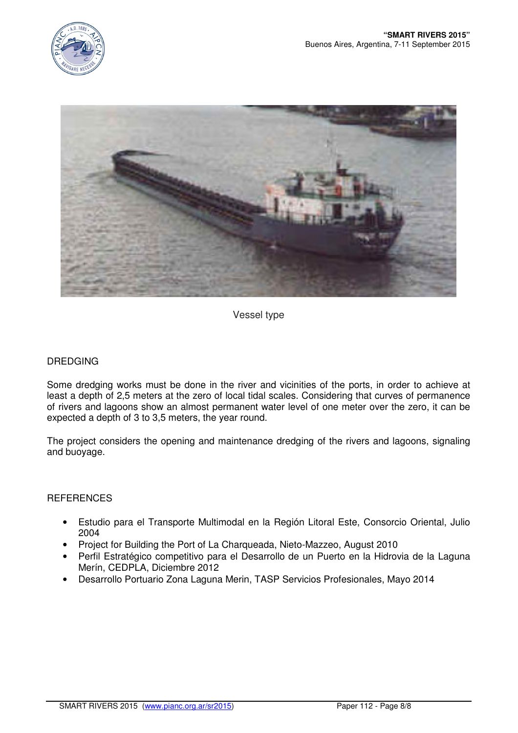Vessel type

## DREDGING

Some dredging works must be done in the river and vicinities of the ports, in order to achieve at least a depth of 2,5 meters at the zero of local tidal scales. Considering that curves of permanence of rivers and lagoons show an almost permanent water level of one meter over the zero, it can be expected a depth of 3 to 3,5 meters, the year round.

The project considers the opening and maintenance dredging of the rivers and lagoons, signaling and buoyage.

## REFERENCES

- Estudio para el Transporte Multimodal en la Región Litoral Este, Consorcio Oriental, Julio 2004
- Project for Building the Port of La Charqueada, Nieto-Mazzeo, August 2010
- Perfil Estratégico competitivo para el Desarrollo de un Puerto en la Hidrovia de la Laguna Merín, CEDPLA, Diciembre 2012
- Desarrollo Portuario Zona Laguna Merin, TASP Servicios Profesionales, Mayo 2014